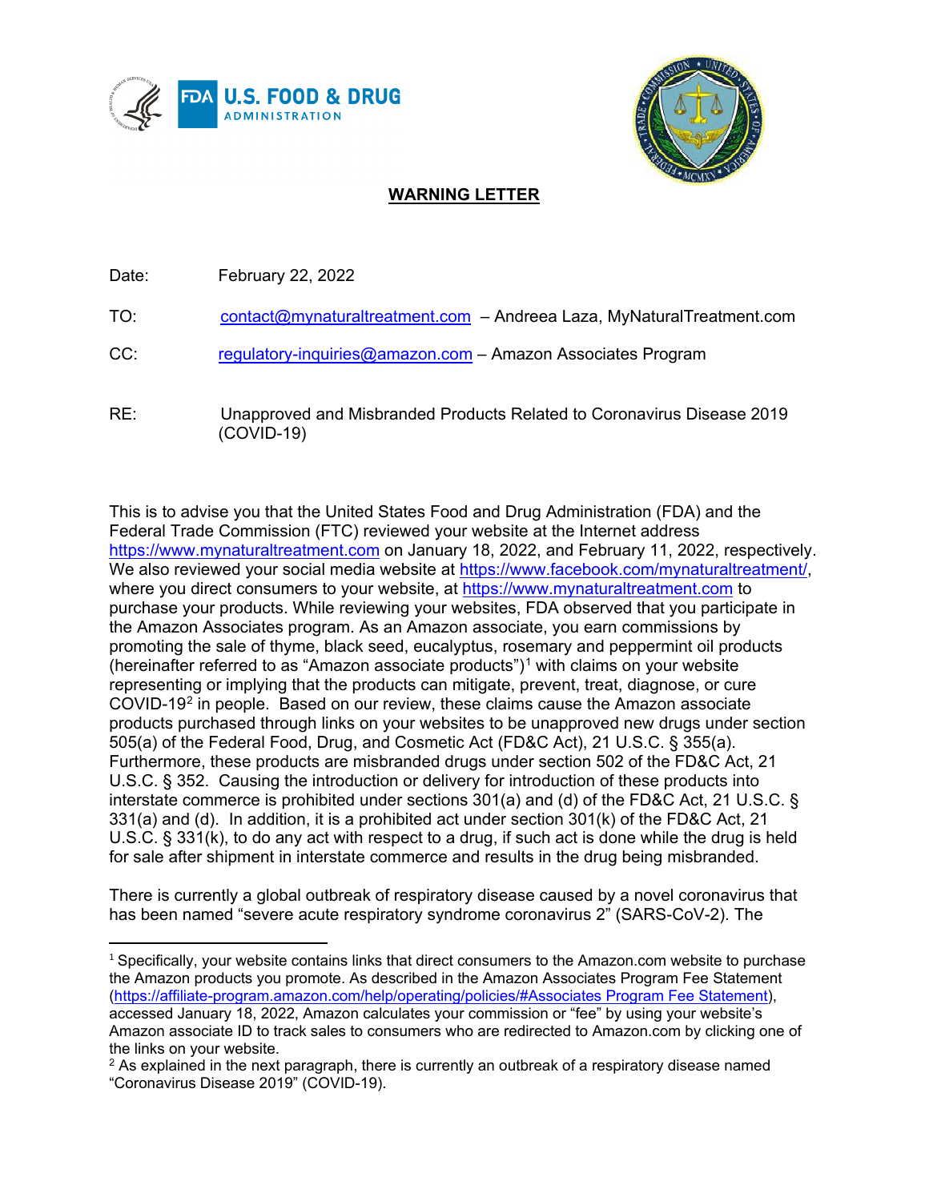# WARNING LETTER

Date: February 22, 2022

TO: contact@mynaturaltreatment.com – Andreea Laza, MyNaturalTreatment.com

CC: regulatory-inquiries@amazon.com – Amazon Associates Program

RE: Unapproved and Misbranded Products Related to Coronavirus Disease 2019 (COVID-19)

This is to advise you that the United States Food and Drug Administration (FDA) and the Federal Trade Commission (FTC) reviewed your website at the Internet address https://www.mynaturaltreatment.com on January 18, 2022, and February 11, 2022, respectively. We also reviewed your social media website at https://www.facebook.com/mynaturaltreatment/, where you direct consumers to your website, at https://www.mynaturaltreatment.com to purchase your products. While reviewing your websites, FDA observed that you participate in the Amazon Associates program. As an Amazon associate, you earn commissions by promoting the sale of thyme, black seed, eucalyptus, rosemary and peppermint oil products (hereinafter referred to as "Amazon associate products")[1] with claims on your website representing or implying that the products can mitigate, prevent, treat, diagnose, or cure COVID-19[2] in people. Based on our review, these claims cause the Amazon associate products purchased through links on your websites to be unapproved new drugs under section 505(a) of the Federal Food, Drug, and Cosmetic Act (FD&C Act), 21 U.S.C. § 355(a). Furthermore, these products are misbranded drugs under section 502 of the FD&C Act, 21 U.S.C. § 352. Causing the introduction or delivery for introduction of these products into interstate commerce is prohibited under sections 301(a) and (d) of the FD&C Act, 21 U.S.C. § 331(a) and (d). In addition, it is a prohibited act under section 301(k) of the FD&C Act, 21 U.S.C. § 331(k), to do any act with respect to a drug, if such act is done while the drug is held for sale after shipment in interstate commerce and results in the drug being misbranded.

There is currently a global outbreak of respiratory disease caused by a novel coronavirus that has been named "severe acute respiratory syndrome coronavirus 2" (SARS-CoV-2). The

---

[1] Specifically, your website contains links that direct consumers to the Amazon.com website to purchase the Amazon products you promote. As described in the Amazon Associates Program Fee Statement (https://affiliate-program.amazon.com/help/operating/policies/#Associates Program Fee Statement), accessed January 18, 2022, Amazon calculates your commission or "fee" by using your website's Amazon associate ID to track sales to consumers who are redirected to Amazon.com by clicking one of the links on your website.

[2] As explained in the next paragraph, there is currently an outbreak of a respiratory disease named "Coronavirus Disease 2019" (COVID-19).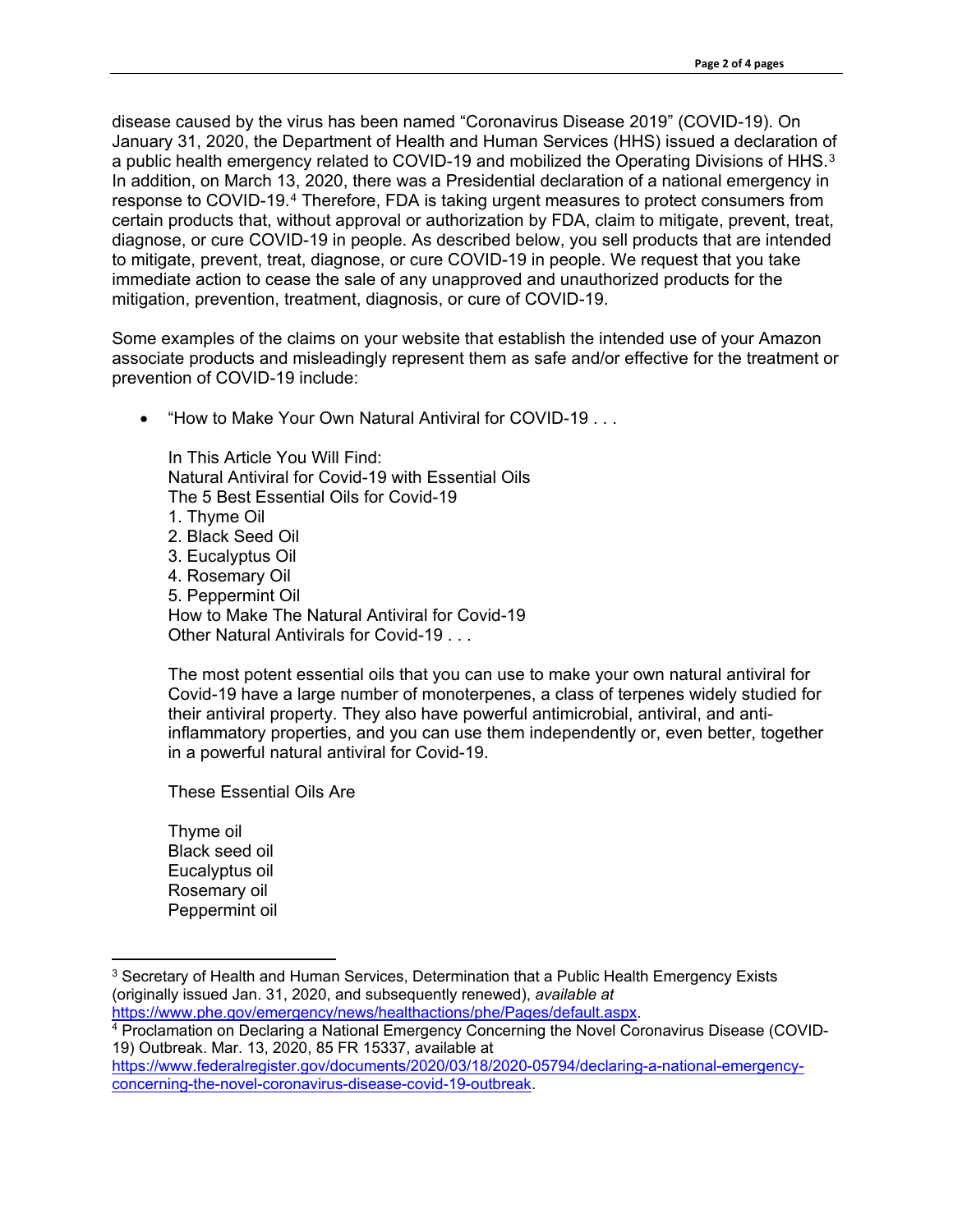disease caused by the virus has been named "Coronavirus Disease 2019" (COVID-19). On January 31, 2020, the Department of Health and Human Services (HHS) issued a declaration of a public health emergency related to COVID-19 and mobilized the Operating Divisions of HHS.[3] In addition, on March 13, 2020, there was a Presidential declaration of a national emergency in response to COVID-19.[4] Therefore, FDA is taking urgent measures to protect consumers from certain products that, without approval or authorization by FDA, claim to mitigate, prevent, treat, diagnose, or cure COVID-19 in people. As described below, you sell products that are intended to mitigate, prevent, treat, diagnose, or cure COVID-19 in people. We request that you take immediate action to cease the sale of any unapproved and unauthorized products for the mitigation, prevention, treatment, diagnosis, or cure of COVID-19.

Some examples of the claims on your website that establish the intended use of your Amazon associate products and misleadingly represent them as safe and/or effective for the treatment or prevention of COVID-19 include:

- "How to Make Your Own Natural Antiviral for COVID-19 . . .

  In This Article You Will Find:
  Natural Antiviral for Covid-19 with Essential Oils
  The 5 Best Essential Oils for Covid-19
  1. Thyme Oil
  2. Black Seed Oil
  3. Eucalyptus Oil
  4. Rosemary Oil
  5. Peppermint Oil
  How to Make The Natural Antiviral for Covid-19
  Other Natural Antivirals for Covid-19 . . .

  The most potent essential oils that you can use to make your own natural antiviral for Covid-19 have a large number of monoterpenes, a class of terpenes widely studied for their antiviral property. They also have powerful antimicrobial, antiviral, and anti-inflammatory properties, and you can use them independently or, even better, together in a powerful natural antiviral for Covid-19.

  These Essential Oils Are

  Thyme oil
  Black seed oil
  Eucalyptus oil
  Rosemary oil
  Peppermint oil

---

[3] Secretary of Health and Human Services, Determination that a Public Health Emergency Exists (originally issued Jan. 31, 2020, and subsequently renewed), *available at* https://www.phe.gov/emergency/news/healthactions/phe/Pages/default.aspx.

[4] Proclamation on Declaring a National Emergency Concerning the Novel Coronavirus Disease (COVID-19) Outbreak. Mar. 13, 2020, 85 FR 15337, available at https://www.federalregister.gov/documents/2020/03/18/2020-05794/declaring-a-national-emergency-concerning-the-novel-coronavirus-disease-covid-19-outbreak.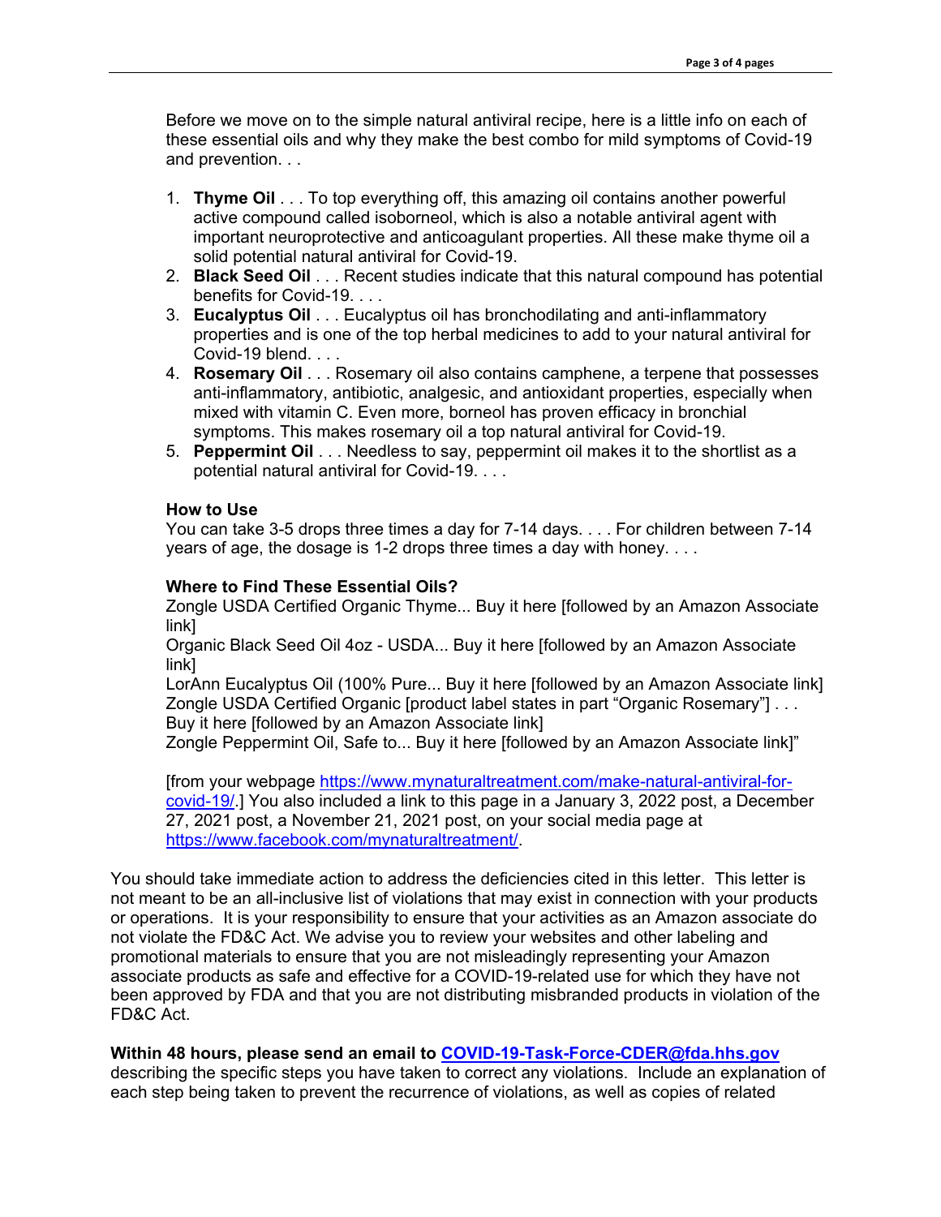Before we move on to the simple natural antiviral recipe, here is a little info on each of these essential oils and why they make the best combo for mild symptoms of Covid-19 and prevention. . .

1. **Thyme Oil** . . . To top everything off, this amazing oil contains another powerful active compound called isoborneol, which is also a notable antiviral agent with important neuroprotective and anticoagulant properties. All these make thyme oil a solid potential natural antiviral for Covid-19.
2. **Black Seed Oil** . . . Recent studies indicate that this natural compound has potential benefits for Covid-19. . . .
3. **Eucalyptus Oil** . . . Eucalyptus oil has bronchodilating and anti-inflammatory properties and is one of the top herbal medicines to add to your natural antiviral for Covid-19 blend. . . .
4. **Rosemary Oil** . . . Rosemary oil also contains camphene, a terpene that possesses anti-inflammatory, antibiotic, analgesic, and antioxidant properties, especially when mixed with vitamin C. Even more, borneol has proven efficacy in bronchial symptoms. This makes rosemary oil a top natural antiviral for Covid-19.
5. **Peppermint Oil** . . . Needless to say, peppermint oil makes it to the shortlist as a potential natural antiviral for Covid-19. . . .

**How to Use**
You can take 3-5 drops three times a day for 7-14 days. . . . For children between 7-14 years of age, the dosage is 1-2 drops three times a day with honey. . . .

**Where to Find These Essential Oils?**
Zongle USDA Certified Organic Thyme... Buy it here [followed by an Amazon Associate link]
Organic Black Seed Oil 4oz - USDA... Buy it here [followed by an Amazon Associate link]
LorAnn Eucalyptus Oil (100% Pure... Buy it here [followed by an Amazon Associate link]
Zongle USDA Certified Organic [product label states in part "Organic Rosemary"] . . . Buy it here [followed by an Amazon Associate link]
Zongle Peppermint Oil, Safe to... Buy it here [followed by an Amazon Associate link]"

[from your webpage https://www.mynaturaltreatment.com/make-natural-antiviral-for-covid-19/.] You also included a link to this page in a January 3, 2022 post, a December 27, 2021 post, a November 21, 2021 post, on your social media page at https://www.facebook.com/mynaturaltreatment/.

You should take immediate action to address the deficiencies cited in this letter. This letter is not meant to be an all-inclusive list of violations that may exist in connection with your products or operations. It is your responsibility to ensure that your activities as an Amazon associate do not violate the FD&C Act. We advise you to review your websites and other labeling and promotional materials to ensure that you are not misleadingly representing your Amazon associate products as safe and effective for a COVID-19-related use for which they have not been approved by FDA and that you are not distributing misbranded products in violation of the FD&C Act.

**Within 48 hours, please send an email to COVID-19-Task-Force-CDER@fda.hhs.gov** describing the specific steps you have taken to correct any violations. Include an explanation of each step being taken to prevent the recurrence of violations, as well as copies of related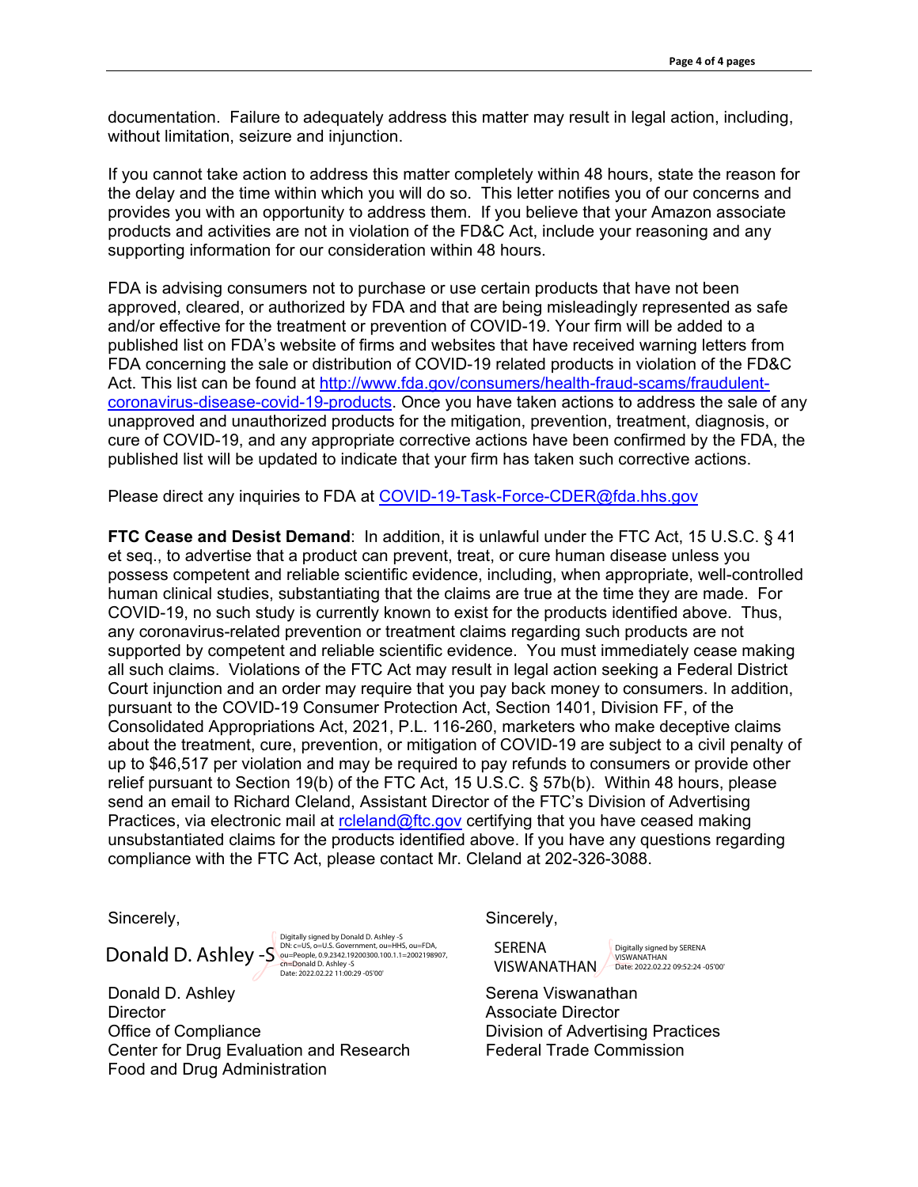documentation. Failure to adequately address this matter may result in legal action, including, without limitation, seizure and injunction.

If you cannot take action to address this matter completely within 48 hours, state the reason for the delay and the time within which you will do so. This letter notifies you of our concerns and provides you with an opportunity to address them. If you believe that your Amazon associate products and activities are not in violation of the FD&C Act, include your reasoning and any supporting information for our consideration within 48 hours.

FDA is advising consumers not to purchase or use certain products that have not been approved, cleared, or authorized by FDA and that are being misleadingly represented as safe and/or effective for the treatment or prevention of COVID-19. Your firm will be added to a published list on FDA's website of firms and websites that have received warning letters from FDA concerning the sale or distribution of COVID-19 related products in violation of the FD&C Act. This list can be found at [http://www.fda.gov/consumers/health-fraud-scams/fraudulent-coronavirus-disease-covid-19-products](http://www.fda.gov/consumers/health-fraud-scams/fraudulent-coronavirus-disease-covid-19-products). Once you have taken actions to address the sale of any unapproved and unauthorized products for the mitigation, prevention, treatment, diagnosis, or cure of COVID-19, and any appropriate corrective actions have been confirmed by the FDA, the published list will be updated to indicate that your firm has taken such corrective actions.

Please direct any inquiries to FDA at [COVID-19-Task-Force-CDER@fda.hhs.gov](mailto:COVID-19-Task-Force-CDER@fda.hhs.gov)

**FTC Cease and Desist Demand**: In addition, it is unlawful under the FTC Act, 15 U.S.C. § 41 et seq., to advertise that a product can prevent, treat, or cure human disease unless you possess competent and reliable scientific evidence, including, when appropriate, well-controlled human clinical studies, substantiating that the claims are true at the time they are made. For COVID-19, no such study is currently known to exist for the products identified above. Thus, any coronavirus-related prevention or treatment claims regarding such products are not supported by competent and reliable scientific evidence. You must immediately cease making all such claims. Violations of the FTC Act may result in legal action seeking a Federal District Court injunction and an order may require that you pay back money to consumers. In addition, pursuant to the COVID-19 Consumer Protection Act, Section 1401, Division FF, of the Consolidated Appropriations Act, 2021, P.L. 116-260, marketers who make deceptive claims about the treatment, cure, prevention, or mitigation of COVID-19 are subject to a civil penalty of up to $46,517 per violation and may be required to pay refunds to consumers or provide other relief pursuant to Section 19(b) of the FTC Act, 15 U.S.C. § 57b(b). Within 48 hours, please send an email to Richard Cleland, Assistant Director of the FTC's Division of Advertising Practices, via electronic mail at [rcleland@ftc.gov](mailto:rcleland@ftc.gov) certifying that you have ceased making unsubstantiated claims for the products identified above. If you have any questions regarding compliance with the FTC Act, please contact Mr. Cleland at 202-326-3088.

Sincerely,

Donald D. Ashley -S
Digitally signed by Donald D. Ashley -S
DN: c=US, o=U.S. Government, ou=HHS, ou=FDA, ou=People, 0.9.2342.19200300.100.1.1=2002198907, cn=Donald D. Ashley -S
Date: 2022.02.22 11:00:29 -05'00'

Donald D. Ashley
Director
Office of Compliance
Center for Drug Evaluation and Research
Food and Drug Administration

Sincerely,

SERENA VISWANATHAN
Digitally signed by SERENA VISWANATHAN
Date: 2022.02.22 09:52:24 -05'00'

Serena Viswanathan
Associate Director
Division of Advertising Practices
Federal Trade Commission